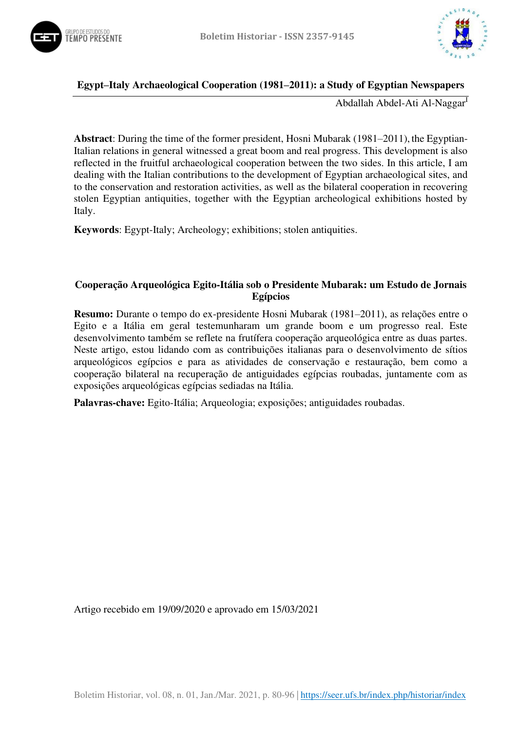# Egypt–Italy Archaeological Cooperation (1981–2011): a Study of Egyptian Newspapers

Abdallah Abdel-Ati Al-Naggar[I]

**Abstract**: During the time of the former president, Hosni Mubarak (1981–2011), the Egyptian-Italian relations in general witnessed a great boom and real progress. This development is also reflected in the fruitful archaeological cooperation between the two sides. In this article, I am dealing with the Italian contributions to the development of Egyptian archaeological sites, and to the conservation and restoration activities, as well as the bilateral cooperation in recovering stolen Egyptian antiquities, together with the Egyptian archeological exhibitions hosted by Italy.

**Keywords**: Egypt-Italy; Archeology; exhibitions; stolen antiquities.

## Cooperação Arqueológica Egito-Itália sob o Presidente Mubarak: um Estudo de Jornais Egípcios

**Resumo:** Durante o tempo do ex-presidente Hosni Mubarak (1981–2011), as relações entre o Egito e a Itália em geral testemunharam um grande boom e um progresso real. Este desenvolvimento também se reflete na frutífera cooperação arqueológica entre as duas partes. Neste artigo, estou lidando com as contribuições italianas para o desenvolvimento de sítios arqueológicos egípcios e para as atividades de conservação e restauração, bem como a cooperação bilateral na recuperação de antiguidades egípcias roubadas, juntamente com as exposições arqueológicas egípcias sediadas na Itália.

**Palavras-chave:** Egito-Itália; Arqueologia; exposições; antiguidades roubadas.

Artigo recebido em 19/09/2020 e aprovado em 15/03/2021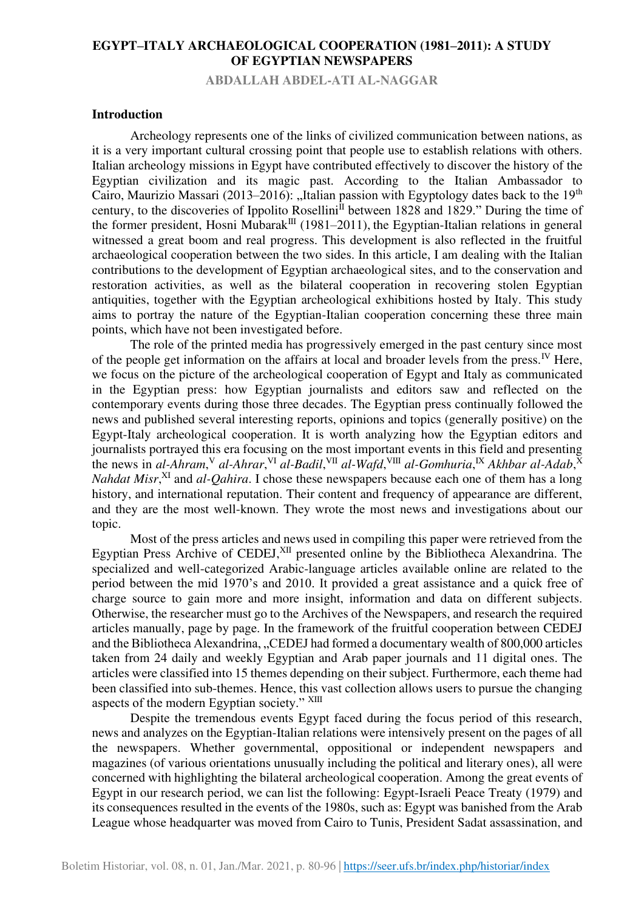# EGYPT–ITALY ARCHAEOLOGICAL COOPERATION (1981–2011): A STUDY OF EGYPTIAN NEWSPAPERS

**ABDALLAH ABDEL-ATI AL-NAGGAR**

## Introduction

Archeology represents one of the links of civilized communication between nations, as it is a very important cultural crossing point that people use to establish relations with others. Italian archeology missions in Egypt have contributed effectively to discover the history of the Egyptian civilization and its magic past. According to the Italian Ambassador to Cairo, Maurizio Massari (2013–2016): „Italian passion with Egyptology dates back to the 19th century, to the discoveries of Ippolito Rosellini[II] between 1828 and 1829." During the time of the former president, Hosni Mubarak[III] (1981–2011), the Egyptian-Italian relations in general witnessed a great boom and real progress. This development is also reflected in the fruitful archaeological cooperation between the two sides. In this article, I am dealing with the Italian contributions to the development of Egyptian archaeological sites, and to the conservation and restoration activities, as well as the bilateral cooperation in recovering stolen Egyptian antiquities, together with the Egyptian archeological exhibitions hosted by Italy. This study aims to portray the nature of the Egyptian-Italian cooperation concerning these three main points, which have not been investigated before.

The role of the printed media has progressively emerged in the past century since most of the people get information on the affairs at local and broader levels from the press.[IV] Here, we focus on the picture of the archeological cooperation of Egypt and Italy as communicated in the Egyptian press: how Egyptian journalists and editors saw and reflected on the contemporary events during those three decades. The Egyptian press continually followed the news and published several interesting reports, opinions and topics (generally positive) on the Egypt-Italy archeological cooperation. It is worth analyzing how the Egyptian editors and journalists portrayed this era focusing on the most important events in this field and presenting the news in *al-Ahram*,[V] *al-Ahrar*,[VI] *al-Badil*,[VII] *al-Wafd*,[VIII] *al-Gomhuria*,[IX] *Akhbar al-Adab*,[X] *Nahdat Misr*,[XI] and *al-Qahira*. I chose these newspapers because each one of them has a long history, and international reputation. Their content and frequency of appearance are different, and they are the most well-known. They wrote the most news and investigations about our topic.

Most of the press articles and news used in compiling this paper were retrieved from the Egyptian Press Archive of CEDEJ,[XII] presented online by the Bibliotheca Alexandrina. The specialized and well-categorized Arabic-language articles available online are related to the period between the mid 1970's and 2010. It provided a great assistance and a quick free of charge source to gain more and more insight, information and data on different subjects. Otherwise, the researcher must go to the Archives of the Newspapers, and research the required articles manually, page by page. In the framework of the fruitful cooperation between CEDEJ and the Bibliotheca Alexandrina, „CEDEJ had formed a documentary wealth of 800,000 articles taken from 24 daily and weekly Egyptian and Arab paper journals and 11 digital ones. The articles were classified into 15 themes depending on their subject. Furthermore, each theme had been classified into sub-themes. Hence, this vast collection allows users to pursue the changing aspects of the modern Egyptian society." [XIII]

Despite the tremendous events Egypt faced during the focus period of this research, news and analyzes on the Egyptian-Italian relations were intensively present on the pages of all the newspapers. Whether governmental, oppositional or independent newspapers and magazines (of various orientations unusually including the political and literary ones), all were concerned with highlighting the bilateral archeological cooperation. Among the great events of Egypt in our research period, we can list the following: Egypt-Israeli Peace Treaty (1979) and its consequences resulted in the events of the 1980s, such as: Egypt was banished from the Arab League whose headquarter was moved from Cairo to Tunis, President Sadat assassination, and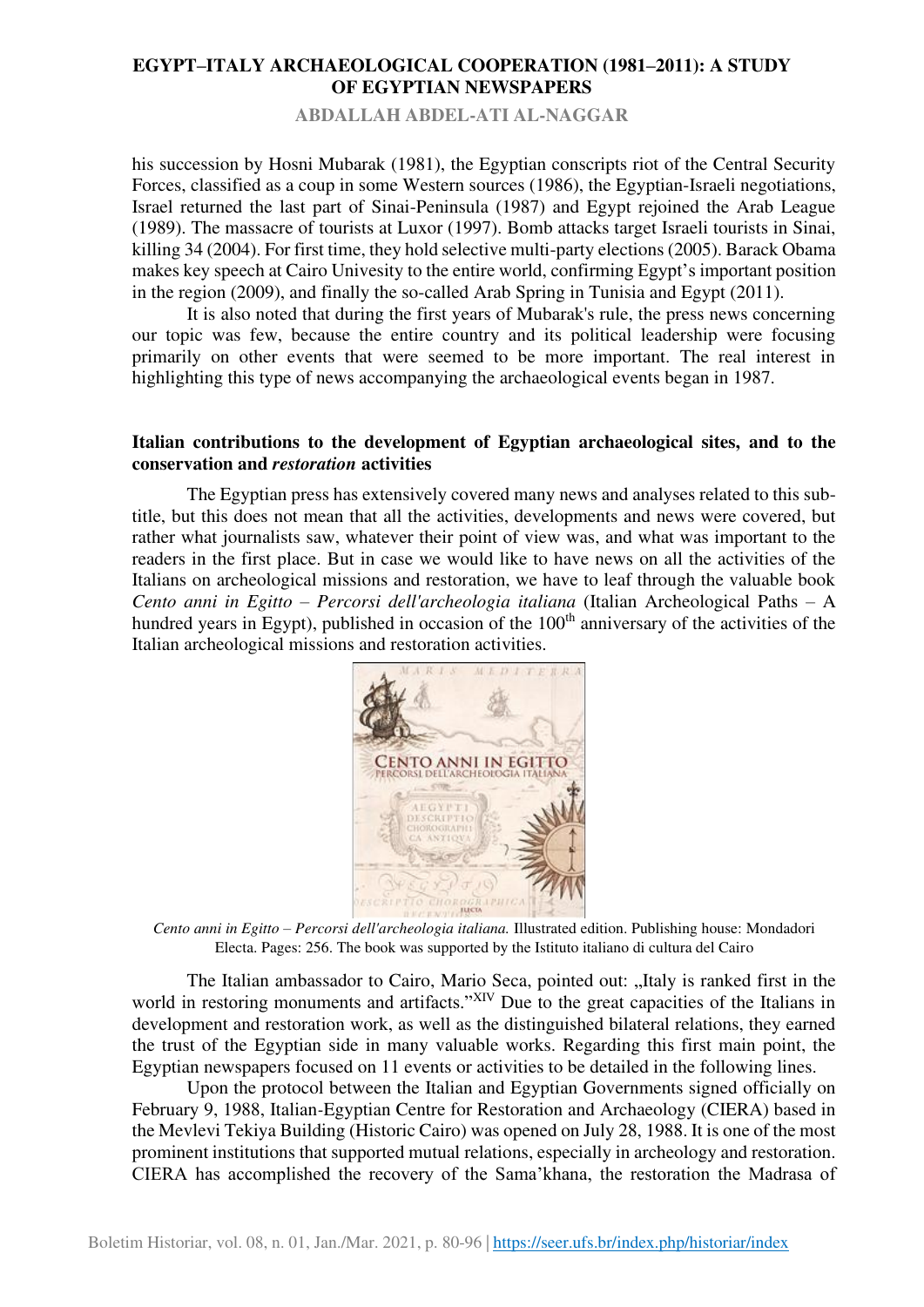his succession by Hosni Mubarak (1981), the Egyptian conscripts riot of the Central Security Forces, classified as a coup in some Western sources (1986), the Egyptian-Israeli negotiations, Israel returned the last part of Sinai-Peninsula (1987) and Egypt rejoined the Arab League (1989). The massacre of tourists at Luxor (1997). Bomb attacks target Israeli tourists in Sinai, killing 34 (2004). For first time, they hold selective multi-party elections (2005). Barack Obama makes key speech at Cairo Univesity to the entire world, confirming Egypt's important position in the region (2009), and finally the so-called Arab Spring in Tunisia and Egypt (2011).

It is also noted that during the first years of Mubarak's rule, the press news concerning our topic was few, because the entire country and its political leadership were focusing primarily on other events that were seemed to be more important. The real interest in highlighting this type of news accompanying the archaeological events began in 1987.

**Italian contributions to the development of Egyptian archaeological sites, and to the conservation and *restoration* activities**

The Egyptian press has extensively covered many news and analyses related to this sub-title, but this does not mean that all the activities, developments and news were covered, but rather what journalists saw, whatever their point of view was, and what was important to the readers in the first place. But in case we would like to have news on all the activities of the Italians on archeological missions and restoration, we have to leaf through the valuable book *Cento anni in Egitto – Percorsi dell'archeologia italiana* (Italian Archeological Paths – A hundred years in Egypt), published in occasion of the 100th anniversary of the activities of the Italian archeological missions and restoration activities.

*Cento anni in Egitto – Percorsi dell'archeologia italiana.* Illustrated edition. Publishing house: Mondadori Electa. Pages: 256. The book was supported by the Istituto italiano di cultura del Cairo

The Italian ambassador to Cairo, Mario Seca, pointed out: „Italy is ranked first in the world in restoring monuments and artifacts."[XIV] Due to the great capacities of the Italians in development and restoration work, as well as the distinguished bilateral relations, they earned the trust of the Egyptian side in many valuable works. Regarding this first main point, the Egyptian newspapers focused on 11 events or activities to be detailed in the following lines.

Upon the protocol between the Italian and Egyptian Governments signed officially on February 9, 1988, Italian-Egyptian Centre for Restoration and Archaeology (CIERA) based in the Mevlevi Tekiya Building (Historic Cairo) was opened on July 28, 1988. It is one of the most prominent institutions that supported mutual relations, especially in archeology and restoration. CIERA has accomplished the recovery of the Sama'khana, the restoration the Madrasa of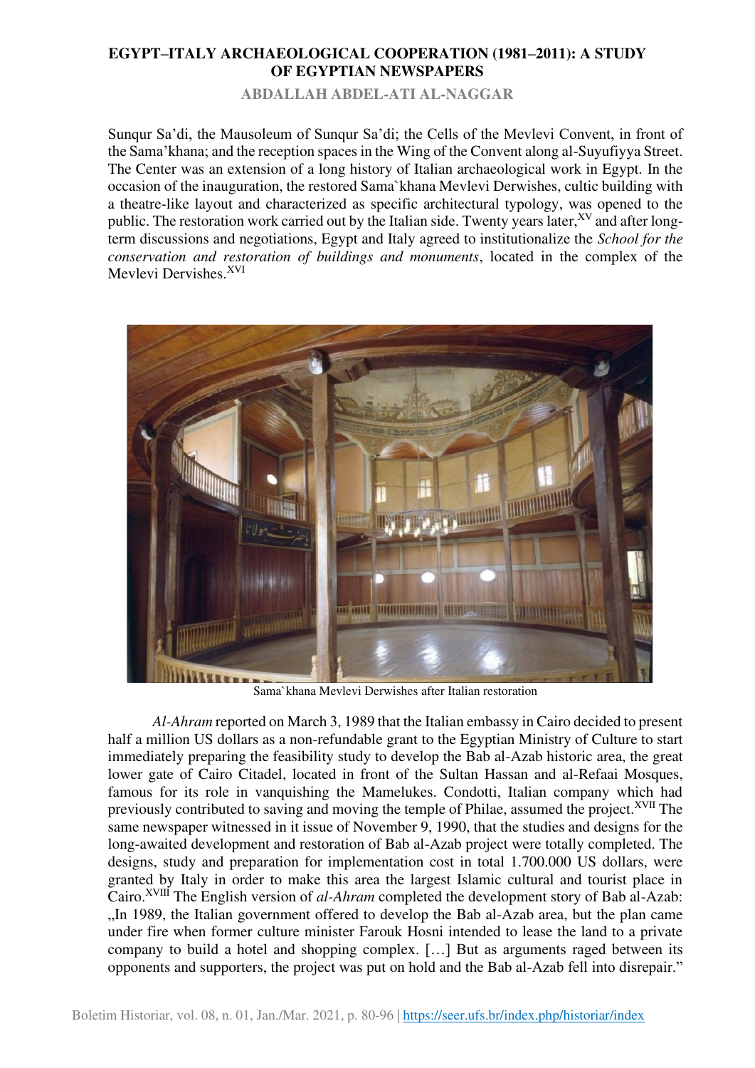Sunqur Sa'di, the Mausoleum of Sunqur Sa'di; the Cells of the Mevlevi Convent, in front of the Sama'khana; and the reception spaces in the Wing of the Convent along al-Suyufiyya Street. The Center was an extension of a long history of Italian archaeological work in Egypt. In the occasion of the inauguration, the restored Sama`khana Mevlevi Derwishes, cultic building with a theatre-like layout and characterized as specific architectural typology, was opened to the public. The restoration work carried out by the Italian side. Twenty years later,[XV] and after long-term discussions and negotiations, Egypt and Italy agreed to institutionalize the *School for the conservation and restoration of buildings and monuments*, located in the complex of the Mevlevi Dervishes.[XVI]

Sama`khana Mevlevi Derwishes after Italian restoration

*Al-Ahram* reported on March 3, 1989 that the Italian embassy in Cairo decided to present half a million US dollars as a non-refundable grant to the Egyptian Ministry of Culture to start immediately preparing the feasibility study to develop the Bab al-Azab historic area, the great lower gate of Cairo Citadel, located in front of the Sultan Hassan and al-Refaai Mosques, famous for its role in vanquishing the Mamelukes. Condotti, Italian company which had previously contributed to saving and moving the temple of Philae, assumed the project.[XVII] The same newspaper witnessed in it issue of November 9, 1990, that the studies and designs for the long-awaited development and restoration of Bab al-Azab project were totally completed. The designs, study and preparation for implementation cost in total 1.700.000 US dollars, were granted by Italy in order to make this area the largest Islamic cultural and tourist place in Cairo.[XVIII] The English version of *al-Ahram* completed the development story of Bab al-Azab: „In 1989, the Italian government offered to develop the Bab al-Azab area, but the plan came under fire when former culture minister Farouk Hosni intended to lease the land to a private company to build a hotel and shopping complex. […] But as arguments raged between its opponents and supporters, the project was put on hold and the Bab al-Azab fell into disrepair."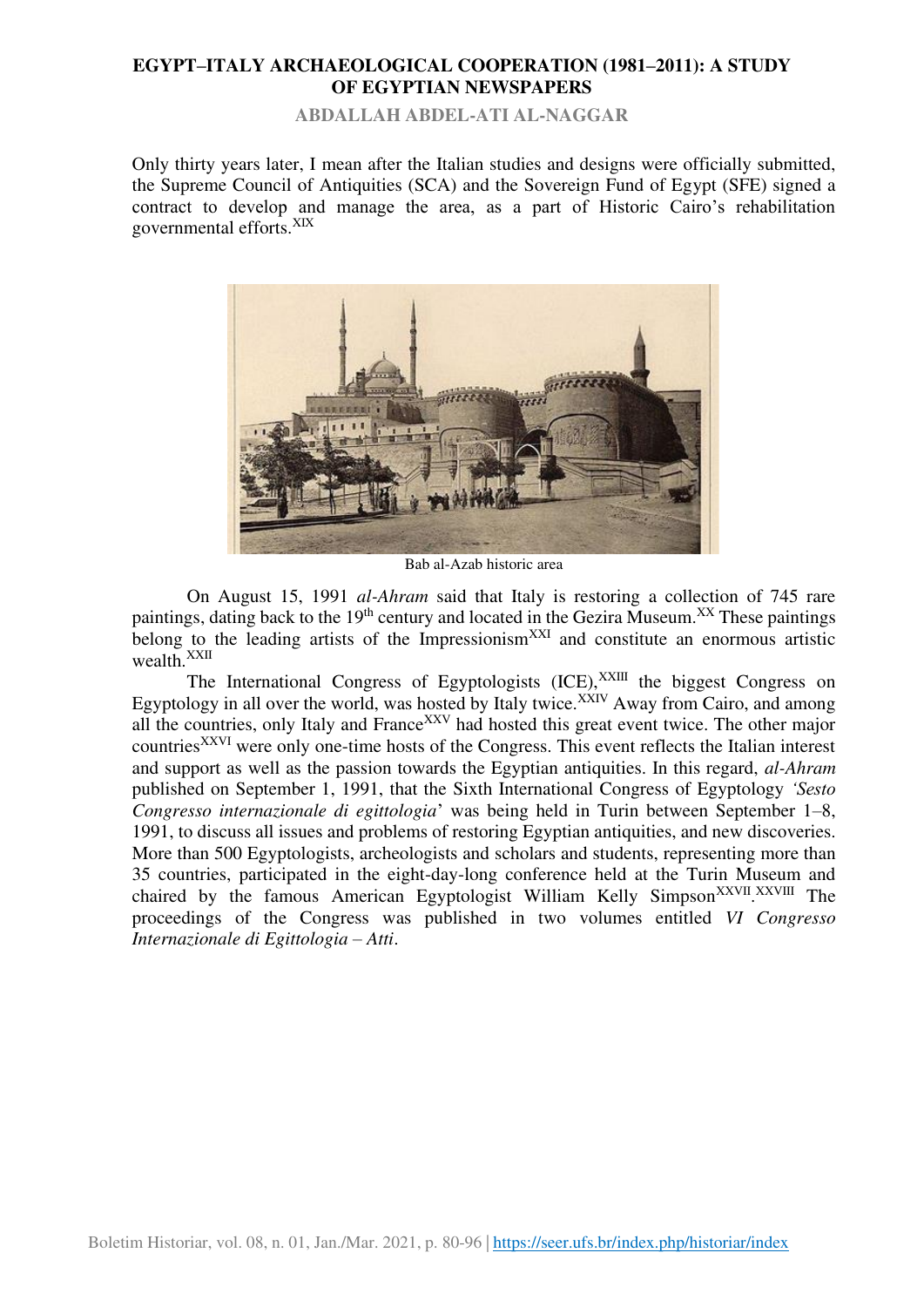Only thirty years later, I mean after the Italian studies and designs were officially submitted, the Supreme Council of Antiquities (SCA) and the Sovereign Fund of Egypt (SFE) signed a contract to develop and manage the area, as a part of Historic Cairo's rehabilitation governmental efforts.[XIX]

Bab al-Azab historic area

On August 15, 1991 *al-Ahram* said that Italy is restoring a collection of 745 rare paintings, dating back to the 19th century and located in the Gezira Museum.[XX] These paintings belong to the leading artists of the Impressionism[XXI] and constitute an enormous artistic wealth.[XXII]

The International Congress of Egyptologists (ICE),[XXIII] the biggest Congress on Egyptology in all over the world, was hosted by Italy twice.[XXIV] Away from Cairo, and among all the countries, only Italy and France[XXV] had hosted this great event twice. The other major countries[XXVI] were only one-time hosts of the Congress. This event reflects the Italian interest and support as well as the passion towards the Egyptian antiquities. In this regard, *al-Ahram* published on September 1, 1991, that the Sixth International Congress of Egyptology *'Sesto Congresso internazionale di egittologia'* was being held in Turin between September 1–8, 1991, to discuss all issues and problems of restoring Egyptian antiquities, and new discoveries. More than 500 Egyptologists, archeologists and scholars and students, representing more than 35 countries, participated in the eight-day-long conference held at the Turin Museum and chaired by the famous American Egyptologist William Kelly Simpson[XXVII].[XXVIII] The proceedings of the Congress was published in two volumes entitled *VI Congresso Internazionale di Egittologia – Atti*.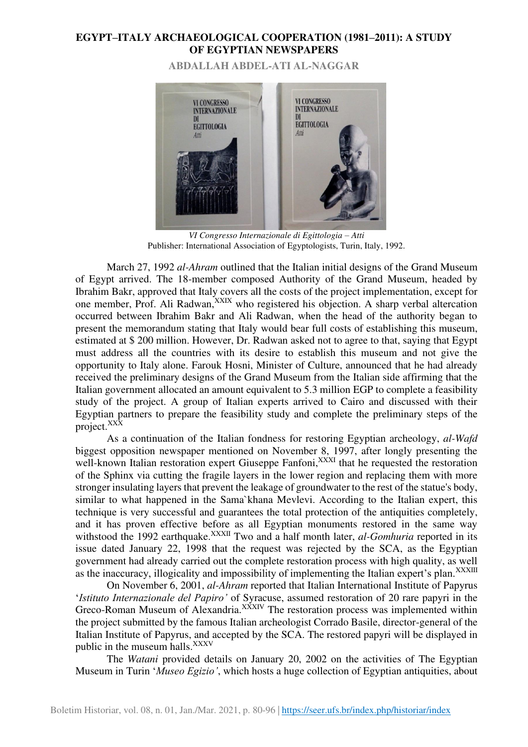*VI Congresso Internazionale di Egittologia – Atti*
Publisher: International Association of Egyptologists, Turin, Italy, 1992.

March 27, 1992 *al-Ahram* outlined that the Italian initial designs of the Grand Museum of Egypt arrived. The 18-member composed Authority of the Grand Museum, headed by Ibrahim Bakr, approved that Italy covers all the costs of the project implementation, except for one member, Prof. Ali Radwan,[XXIX] who registered his objection. A sharp verbal altercation occurred between Ibrahim Bakr and Ali Radwan, when the head of the authority began to present the memorandum stating that Italy would bear full costs of establishing this museum, estimated at $ 200 million. However, Dr. Radwan asked not to agree to that, saying that Egypt must address all the countries with its desire to establish this museum and not give the opportunity to Italy alone. Farouk Hosni, Minister of Culture, announced that he had already received the preliminary designs of the Grand Museum from the Italian side affirming that the Italian government allocated an amount equivalent to 5.3 million EGP to complete a feasibility study of the project. A group of Italian experts arrived to Cairo and discussed with their Egyptian partners to prepare the feasibility study and complete the preliminary steps of the project.[XXX]

As a continuation of the Italian fondness for restoring Egyptian archeology, *al-Wafd* biggest opposition newspaper mentioned on November 8, 1997, after longly presenting the well-known Italian restoration expert Giuseppe Fanfoni,[XXXI] that he requested the restoration of the Sphinx via cutting the fragile layers in the lower region and replacing them with more stronger insulating layers that prevent the leakage of groundwater to the rest of the statue's body, similar to what happened in the Sama`khana Mevlevi. According to the Italian expert, this technique is very successful and guarantees the total protection of the antiquities completely, and it has proven effective before as all Egyptian monuments restored in the same way withstood the 1992 earthquake.[XXXII] Two and a half month later, *al-Gomhuria* reported in its issue dated January 22, 1998 that the request was rejected by the SCA, as the Egyptian government had already carried out the complete restoration process with high quality, as well as the inaccuracy, illogicality and impossibility of implementing the Italian expert's plan.[XXXIII]

On November 6, 2001, *al-Ahram* reported that Italian International Institute of Papyrus '*Istituto Internazionale del Papiro'* of Syracuse, assumed restoration of 20 rare papyri in the Greco-Roman Museum of Alexandria.[XXXIV] The restoration process was implemented within the project submitted by the famous Italian archeologist Corrado Basile, director-general of the Italian Institute of Papyrus, and accepted by the SCA. The restored papyri will be displayed in public in the museum halls.[XXXV]

The *Watani* provided details on January 20, 2002 on the activities of The Egyptian Museum in Turin '*Museo Egizio'*, which hosts a huge collection of Egyptian antiquities, about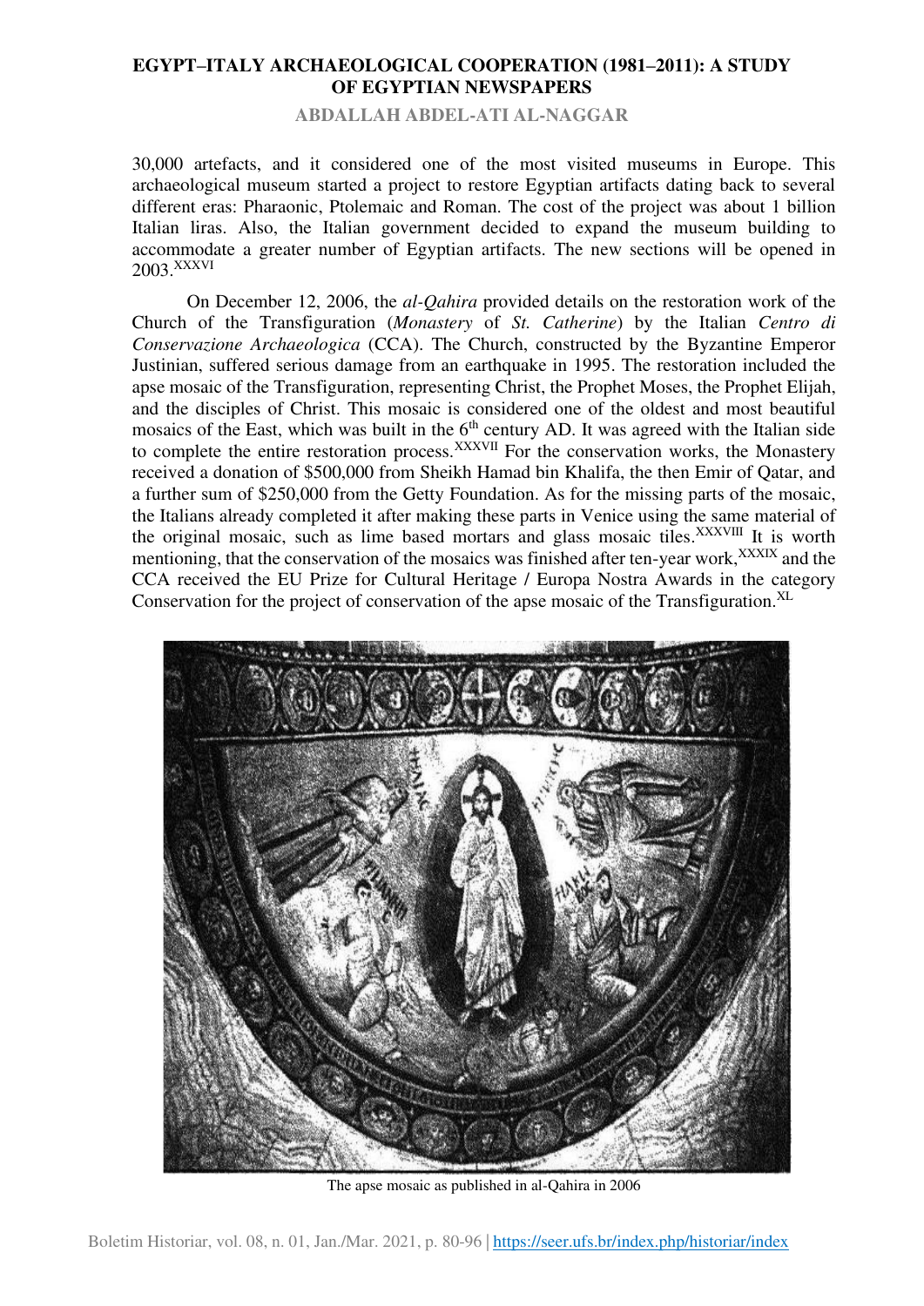30,000 artefacts, and it considered one of the most visited museums in Europe. This archaeological museum started a project to restore Egyptian artifacts dating back to several different eras: Pharaonic, Ptolemaic and Roman. The cost of the project was about 1 billion Italian liras. Also, the Italian government decided to expand the museum building to accommodate a greater number of Egyptian artifacts. The new sections will be opened in 2003.[XXXVI]

On December 12, 2006, the *al-Qahira* provided details on the restoration work of the Church of the Transfiguration (*Monastery* of *St. Catherine*) by the Italian *Centro di Conservazione Archaeologica* (CCA). The Church, constructed by the Byzantine Emperor Justinian, suffered serious damage from an earthquake in 1995. The restoration included the apse mosaic of the Transfiguration, representing Christ, the Prophet Moses, the Prophet Elijah, and the disciples of Christ. This mosaic is considered one of the oldest and most beautiful mosaics of the East, which was built in the 6th century AD. It was agreed with the Italian side to complete the entire restoration process.[XXXVII] For the conservation works, the Monastery received a donation of $500,000 from Sheikh Hamad bin Khalifa, the then Emir of Qatar, and a further sum of $250,000 from the Getty Foundation. As for the missing parts of the mosaic, the Italians already completed it after making these parts in Venice using the same material of the original mosaic, such as lime based mortars and glass mosaic tiles.[XXXVIII] It is worth mentioning, that the conservation of the mosaics was finished after ten-year work,[XXXIX] and the CCA received the EU Prize for Cultural Heritage / Europa Nostra Awards in the category Conservation for the project of conservation of the apse mosaic of the Transfiguration.[XL]

The apse mosaic as published in al-Qahira in 2006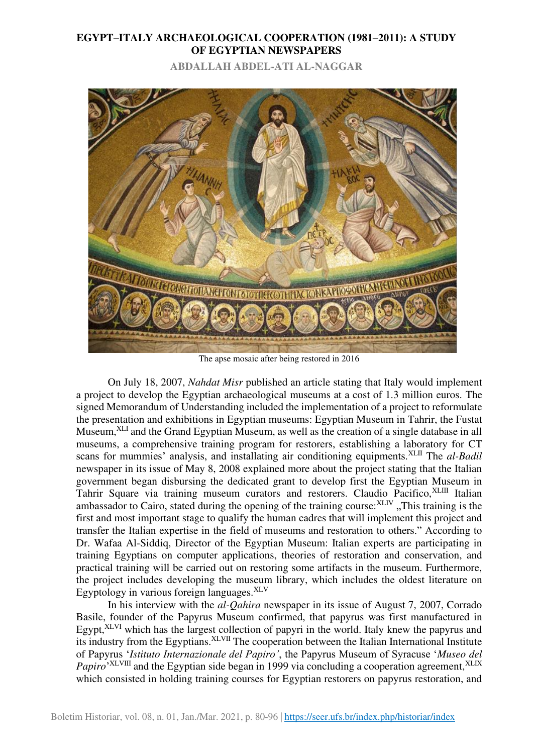The apse mosaic after being restored in 2016

On July 18, 2007, *Nahdat Misr* published an article stating that Italy would implement a project to develop the Egyptian archaeological museums at a cost of 1.3 million euros. The signed Memorandum of Understanding included the implementation of a project to reformulate the presentation and exhibitions in Egyptian museums: Egyptian Museum in Tahrir, the Fustat Museum,[XLI] and the Grand Egyptian Museum, as well as the creation of a single database in all museums, a comprehensive training program for restorers, establishing a laboratory for CT scans for mummies' analysis, and installating air conditioning equipments.[XLII] The *al-Badil* newspaper in its issue of May 8, 2008 explained more about the project stating that the Italian government began disbursing the dedicated grant to develop first the Egyptian Museum in Tahrir Square via training museum curators and restorers. Claudio Pacifico,[XLIII] Italian ambassador to Cairo, stated during the opening of the training course:[XLIV] „This training is the first and most important stage to qualify the human cadres that will implement this project and transfer the Italian expertise in the field of museums and restoration to others." According to Dr. Wafaa Al-Siddiq, Director of the Egyptian Museum: Italian experts are participating in training Egyptians on computer applications, theories of restoration and conservation, and practical training will be carried out on restoring some artifacts in the museum. Furthermore, the project includes developing the museum library, which includes the oldest literature on Egyptology in various foreign languages.[XLV]

In his interview with the *al-Qahira* newspaper in its issue of August 7, 2007, Corrado Basile, founder of the Papyrus Museum confirmed, that papyrus was first manufactured in Egypt,[XLVI] which has the largest collection of papyri in the world. Italy knew the papyrus and its industry from the Egyptians.[XLVII] The cooperation between the Italian International Institute of Papyrus '*Istituto Internazionale del Papiro'*, the Papyrus Museum of Syracuse '*Museo del Papiro*'[XLVIII] and the Egyptian side began in 1999 via concluding a cooperation agreement,[XLIX] which consisted in holding training courses for Egyptian restorers on papyrus restoration, and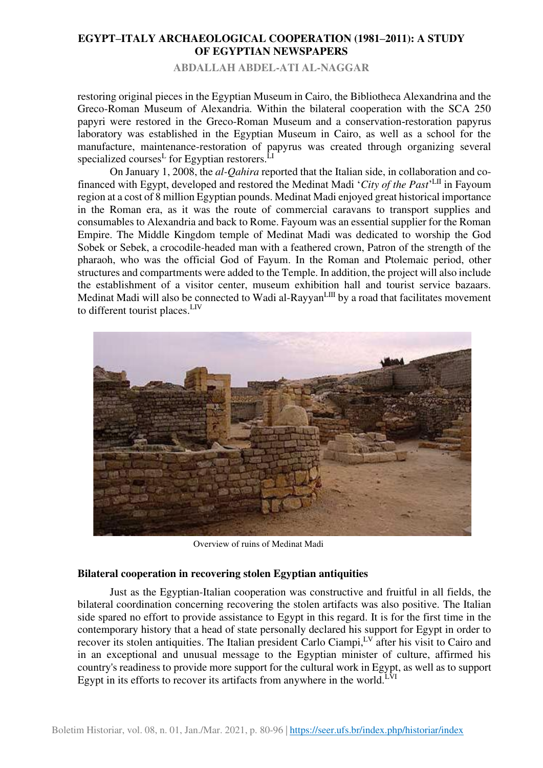restoring original pieces in the Egyptian Museum in Cairo, the Bibliotheca Alexandrina and the Greco-Roman Museum of Alexandria. Within the bilateral cooperation with the SCA 250 papyri were restored in the Greco-Roman Museum and a conservation-restoration papyrus laboratory was established in the Egyptian Museum in Cairo, as well as a school for the manufacture, maintenance-restoration of papyrus was created through organizing several specialized courses[L] for Egyptian restorers.[LI]

On January 1, 2008, the *al-Qahira* reported that the Italian side, in collaboration and co-financed with Egypt, developed and restored the Medinat Madi '*City of the Past*'[LII] in Fayoum region at a cost of 8 million Egyptian pounds. Medinat Madi enjoyed great historical importance in the Roman era, as it was the route of commercial caravans to transport supplies and consumables to Alexandria and back to Rome. Fayoum was an essential supplier for the Roman Empire. The Middle Kingdom temple of Medinat Madi was dedicated to worship the God Sobek or Sebek, a crocodile-headed man with a feathered crown, Patron of the strength of the pharaoh, who was the official God of Fayum. In the Roman and Ptolemaic period, other structures and compartments were added to the Temple. In addition, the project will also include the establishment of a visitor center, museum exhibition hall and tourist service bazaars. Medinat Madi will also be connected to Wadi al-Rayyan[LIII] by a road that facilitates movement to different tourist places.[LIV]

Overview of ruins of Medinat Madi

**Bilateral cooperation in recovering stolen Egyptian antiquities**

Just as the Egyptian-Italian cooperation was constructive and fruitful in all fields, the bilateral coordination concerning recovering the stolen artifacts was also positive. The Italian side spared no effort to provide assistance to Egypt in this regard. It is for the first time in the contemporary history that a head of state personally declared his support for Egypt in order to recover its stolen antiquities. The Italian president Carlo Ciampi,[LV] after his visit to Cairo and in an exceptional and unusual message to the Egyptian minister of culture, affirmed his country's readiness to provide more support for the cultural work in Egypt, as well as to support Egypt in its efforts to recover its artifacts from anywhere in the world.[LVI]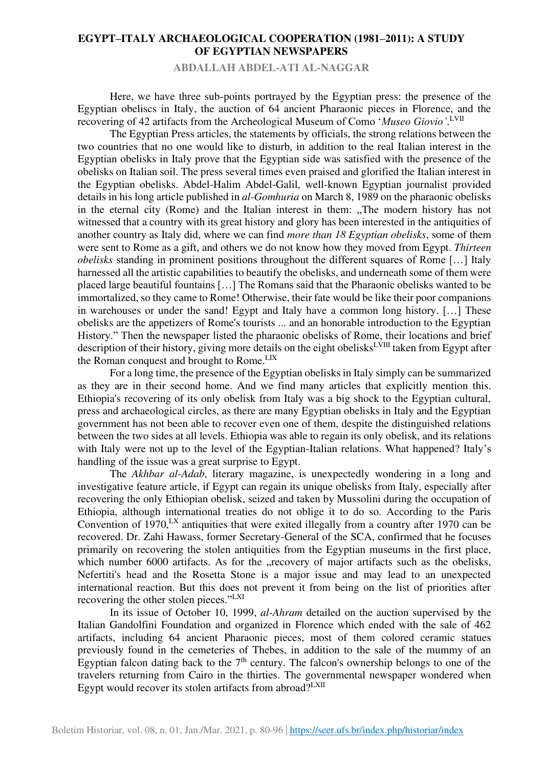Here, we have three sub-points portrayed by the Egyptian press: the presence of the Egyptian obeliscs in Italy, the auction of 64 ancient Pharaonic pieces in Florence, and the recovering of 42 artifacts from the Archeological Museum of Como '*Museo Giovio'*.[LVII]

The Egyptian Press articles, the statements by officials, the strong relations between the two countries that no one would like to disturb, in addition to the real Italian interest in the Egyptian obelisks in Italy prove that the Egyptian side was satisfied with the presence of the obelisks on Italian soil. The press several times even praised and glorified the Italian interest in the Egyptian obelisks. Abdel-Halim Abdel-Galil, well-known Egyptian journalist provided details in his long article published in *al-Gomhuria* on March 8, 1989 on the pharaonic obelisks in the eternal city (Rome) and the Italian interest in them: „The modern history has not witnessed that a country with its great history and glory has been interested in the antiquities of another country as Italy did, where we can find *more than 18 Egyptian obelisks*, some of them were sent to Rome as a gift, and others we do not know how they moved from Egypt. *Thirteen obelisks* standing in prominent positions throughout the different squares of Rome […] Italy harnessed all the artistic capabilities to beautify the obelisks, and underneath some of them were placed large beautiful fountains […] The Romans said that the Pharaonic obelisks wanted to be immortalized, so they came to Rome! Otherwise, their fate would be like their poor companions in warehouses or under the sand! Egypt and Italy have a common long history. […] These obelisks are the appetizers of Rome's tourists ... and an honorable introduction to the Egyptian History." Then the newspaper listed the pharaonic obelisks of Rome, their locations and brief description of their history, giving more details on the eight obelisks[LVIII] taken from Egypt after the Roman conquest and brought to Rome.[LIX]

For a long time, the presence of the Egyptian obelisks in Italy simply can be summarized as they are in their second home. And we find many articles that explicitly mention this. Ethiopia's recovering of its only obelisk from Italy was a big shock to the Egyptian cultural, press and archaeological circles, as there are many Egyptian obelisks in Italy and the Egyptian government has not been able to recover even one of them, despite the distinguished relations between the two sides at all levels. Ethiopia was able to regain its only obelisk, and its relations with Italy were not up to the level of the Egyptian-Italian relations. What happened? Italy's handling of the issue was a great surprise to Egypt.

The *Akhbar al-Adab*, literary magazine, is unexpectedly wondering in a long and investigative feature article, if Egypt can regain its unique obelisks from Italy, especially after recovering the only Ethiopian obelisk, seized and taken by Mussolini during the occupation of Ethiopia, although international treaties do not oblige it to do so. According to the Paris Convention of 1970,[LX] antiquities that were exited illegally from a country after 1970 can be recovered. Dr. Zahi Hawass, former Secretary-General of the SCA, confirmed that he focuses primarily on recovering the stolen antiquities from the Egyptian museums in the first place, which number 6000 artifacts. As for the „recovery of major artifacts such as the obelisks, Nefertiti's head and the Rosetta Stone is a major issue and may lead to an unexpected international reaction. But this does not prevent it from being on the list of priorities after recovering the other stolen pieces."[LXI]

In its issue of October 10, 1999, *al-Ahram* detailed on the auction supervised by the Italian Gandolfini Foundation and organized in Florence which ended with the sale of 462 artifacts, including 64 ancient Pharaonic pieces, most of them colored ceramic statues previously found in the cemeteries of Thebes, in addition to the sale of the mummy of an Egyptian falcon dating back to the 7th century. The falcon's ownership belongs to one of the travelers returning from Cairo in the thirties. The governmental newspaper wondered when Egypt would recover its stolen artifacts from abroad?[LXII]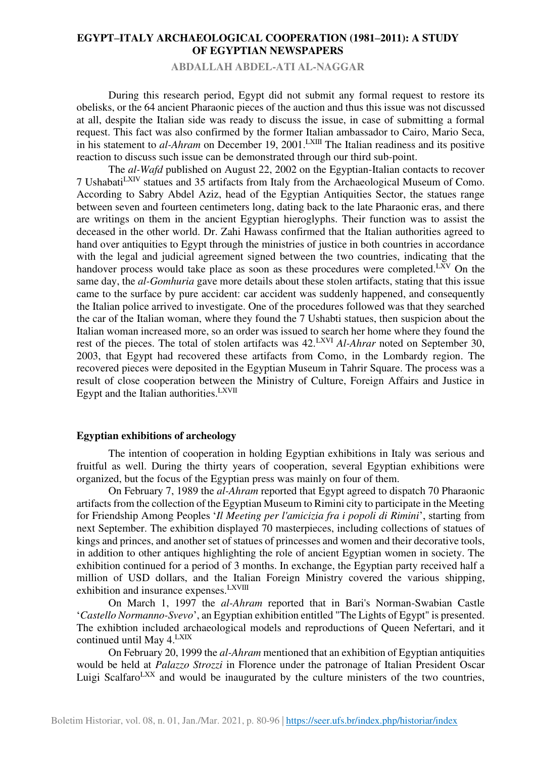During this research period, Egypt did not submit any formal request to restore its obelisks, or the 64 ancient Pharaonic pieces of the auction and thus this issue was not discussed at all, despite the Italian side was ready to discuss the issue, in case of submitting a formal request. This fact was also confirmed by the former Italian ambassador to Cairo, Mario Seca, in his statement to *al-Ahram* on December 19, 2001.[LXIII] The Italian readiness and its positive reaction to discuss such issue can be demonstrated through our third sub-point.

The *al-Wafd* published on August 22, 2002 on the Egyptian-Italian contacts to recover 7 Ushabati[LXIV] statues and 35 artifacts from Italy from the Archaeological Museum of Como. According to Sabry Abdel Aziz, head of the Egyptian Antiquities Sector, the statues range between seven and fourteen centimeters long, dating back to the late Pharaonic eras, and there are writings on them in the ancient Egyptian hieroglyphs. Their function was to assist the deceased in the other world. Dr. Zahi Hawass confirmed that the Italian authorities agreed to hand over antiquities to Egypt through the ministries of justice in both countries in accordance with the legal and judicial agreement signed between the two countries, indicating that the handover process would take place as soon as these procedures were completed.[LXV] On the same day, the *al-Gomhuria* gave more details about these stolen artifacts, stating that this issue came to the surface by pure accident: car accident was suddenly happened, and consequently the Italian police arrived to investigate. One of the procedures followed was that they searched the car of the Italian woman, where they found the 7 Ushabti statues, then suspicion about the Italian woman increased more, so an order was issued to search her home where they found the rest of the pieces. The total of stolen artifacts was 42.[LXVI] *Al-Ahrar* noted on September 30, 2003, that Egypt had recovered these artifacts from Como, in the Lombardy region. The recovered pieces were deposited in the Egyptian Museum in Tahrir Square. The process was a result of close cooperation between the Ministry of Culture, Foreign Affairs and Justice in Egypt and the Italian authorities.[LXVII]

**Egyptian exhibitions of archeology**

The intention of cooperation in holding Egyptian exhibitions in Italy was serious and fruitful as well. During the thirty years of cooperation, several Egyptian exhibitions were organized, but the focus of the Egyptian press was mainly on four of them.

On February 7, 1989 the *al-Ahram* reported that Egypt agreed to dispatch 70 Pharaonic artifacts from the collection of the Egyptian Museum to Rimini city to participate in the Meeting for Friendship Among Peoples '*Il Meeting per l'amicizia fra i popoli di Rimini*', starting from next September. The exhibition displayed 70 masterpieces, including collections of statues of kings and princes, and another set of statues of princesses and women and their decorative tools, in addition to other antiques highlighting the role of ancient Egyptian women in society. The exhibition continued for a period of 3 months. In exchange, the Egyptian party received half a million of USD dollars, and the Italian Foreign Ministry covered the various shipping, exhibition and insurance expenses.[LXVIII]

On March 1, 1997 the *al-Ahram* reported that in Bari's Norman-Swabian Castle '*Castello Normanno-Svevo*', an Egyptian exhibition entitled "The Lights of Egypt" is presented. The exhibtion included archaeological models and reproductions of Queen Nefertari, and it continued until May 4.[LXIX]

On February 20, 1999 the *al-Ahram* mentioned that an exhibition of Egyptian antiquities would be held at *Palazzo Strozzi* in Florence under the patronage of Italian President Oscar Luigi Scalfaro[LXX] and would be inaugurated by the culture ministers of the two countries,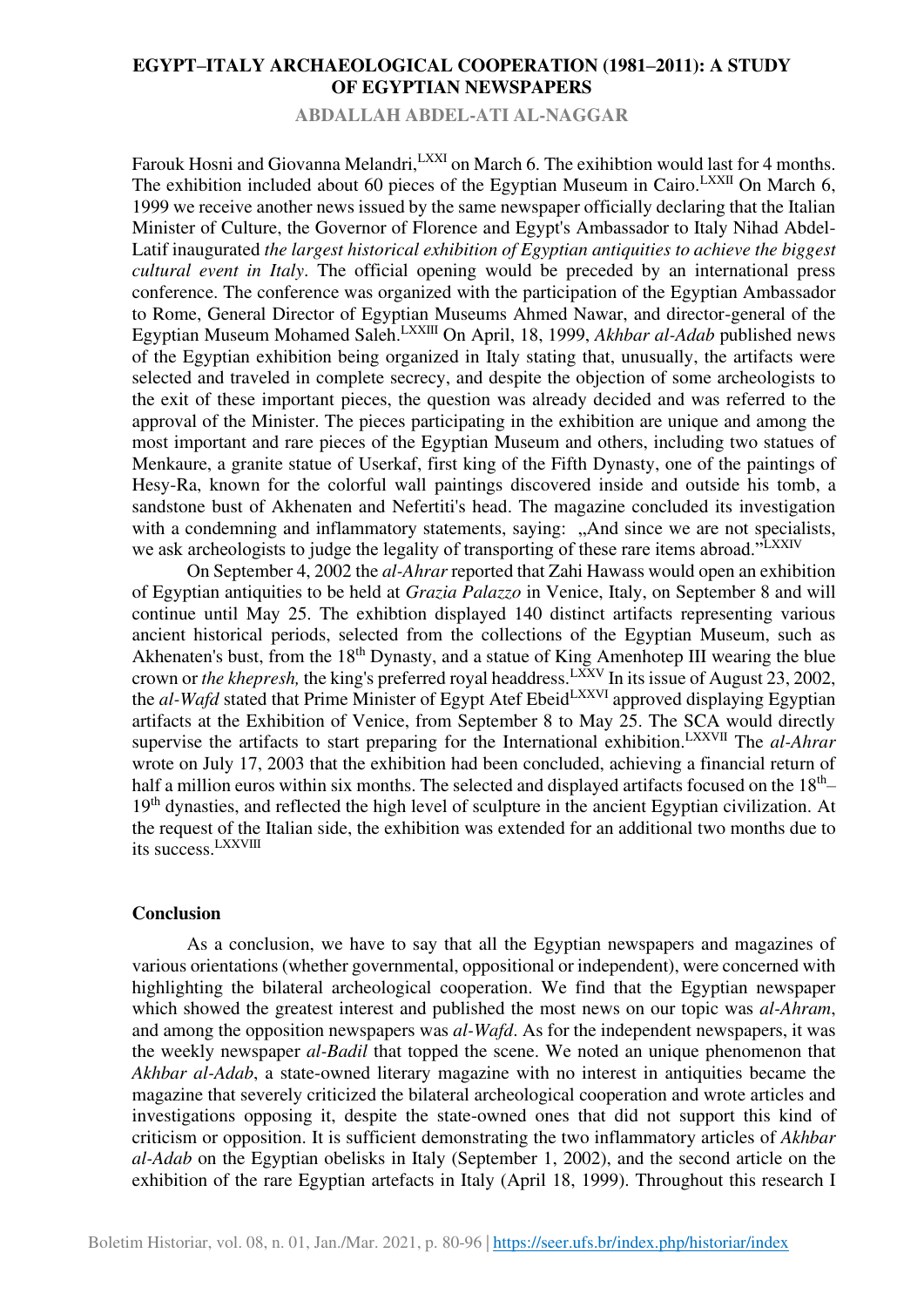Farouk Hosni and Giovanna Melandri,[LXXI] on March 6. The exihibtion would last for 4 months. The exhibition included about 60 pieces of the Egyptian Museum in Cairo.[LXXII] On March 6, 1999 we receive another news issued by the same newspaper officially declaring that the Italian Minister of Culture, the Governor of Florence and Egypt's Ambassador to Italy Nihad Abdel-Latif inaugurated *the largest historical exhibition of Egyptian antiquities to achieve the biggest cultural event in Italy*. The official opening would be preceded by an international press conference. The conference was organized with the participation of the Egyptian Ambassador to Rome, General Director of Egyptian Museums Ahmed Nawar, and director-general of the Egyptian Museum Mohamed Saleh.[LXXIII] On April, 18, 1999, *Akhbar al-Adab* published news of the Egyptian exhibition being organized in Italy stating that, unusually, the artifacts were selected and traveled in complete secrecy, and despite the objection of some archeologists to the exit of these important pieces, the question was already decided and was referred to the approval of the Minister. The pieces participating in the exhibition are unique and among the most important and rare pieces of the Egyptian Museum and others, including two statues of Menkaure, a granite statue of Userkaf, first king of the Fifth Dynasty, one of the paintings of Hesy-Ra, known for the colorful wall paintings discovered inside and outside his tomb, a sandstone bust of Akhenaten and Nefertiti's head. The magazine concluded its investigation with a condemning and inflammatory statements, saying: „And since we are not specialists, we ask archeologists to judge the legality of transporting of these rare items abroad."[LXXIV]

On September 4, 2002 the *al-Ahrar* reported that Zahi Hawass would open an exhibition of Egyptian antiquities to be held at *Grazia Palazzo* in Venice, Italy, on September 8 and will continue until May 25. The exhibtion displayed 140 distinct artifacts representing various ancient historical periods, selected from the collections of the Egyptian Museum, such as Akhenaten's bust, from the 18th Dynasty, and a statue of King Amenhotep III wearing the blue crown or *the khepresh,* the king's preferred royal headdress.[LXXV] In its issue of August 23, 2002, the *al-Wafd* stated that Prime Minister of Egypt Atef Ebeid[LXXVI] approved displaying Egyptian artifacts at the Exhibition of Venice, from September 8 to May 25. The SCA would directly supervise the artifacts to start preparing for the International exhibition.[LXXVII] The *al-Ahrar* wrote on July 17, 2003 that the exhibition had been concluded, achieving a financial return of half a million euros within six months. The selected and displayed artifacts focused on the 18th–19th dynasties, and reflected the high level of sculpture in the ancient Egyptian civilization. At the request of the Italian side, the exhibition was extended for an additional two months due to its success.[LXXVIII]

## Conclusion

As a conclusion, we have to say that all the Egyptian newspapers and magazines of various orientations (whether governmental, oppositional or independent), were concerned with highlighting the bilateral archeological cooperation. We find that the Egyptian newspaper which showed the greatest interest and published the most news on our topic was *al-Ahram*, and among the opposition newspapers was *al-Wafd*. As for the independent newspapers, it was the weekly newspaper *al-Badil* that topped the scene. We noted an unique phenomenon that *Akhbar al-Adab*, a state-owned literary magazine with no interest in antiquities became the magazine that severely criticized the bilateral archeological cooperation and wrote articles and investigations opposing it, despite the state-owned ones that did not support this kind of criticism or opposition. It is sufficient demonstrating the two inflammatory articles of *Akhbar al-Adab* on the Egyptian obelisks in Italy (September 1, 2002), and the second article on the exhibition of the rare Egyptian artefacts in Italy (April 18, 1999). Throughout this research I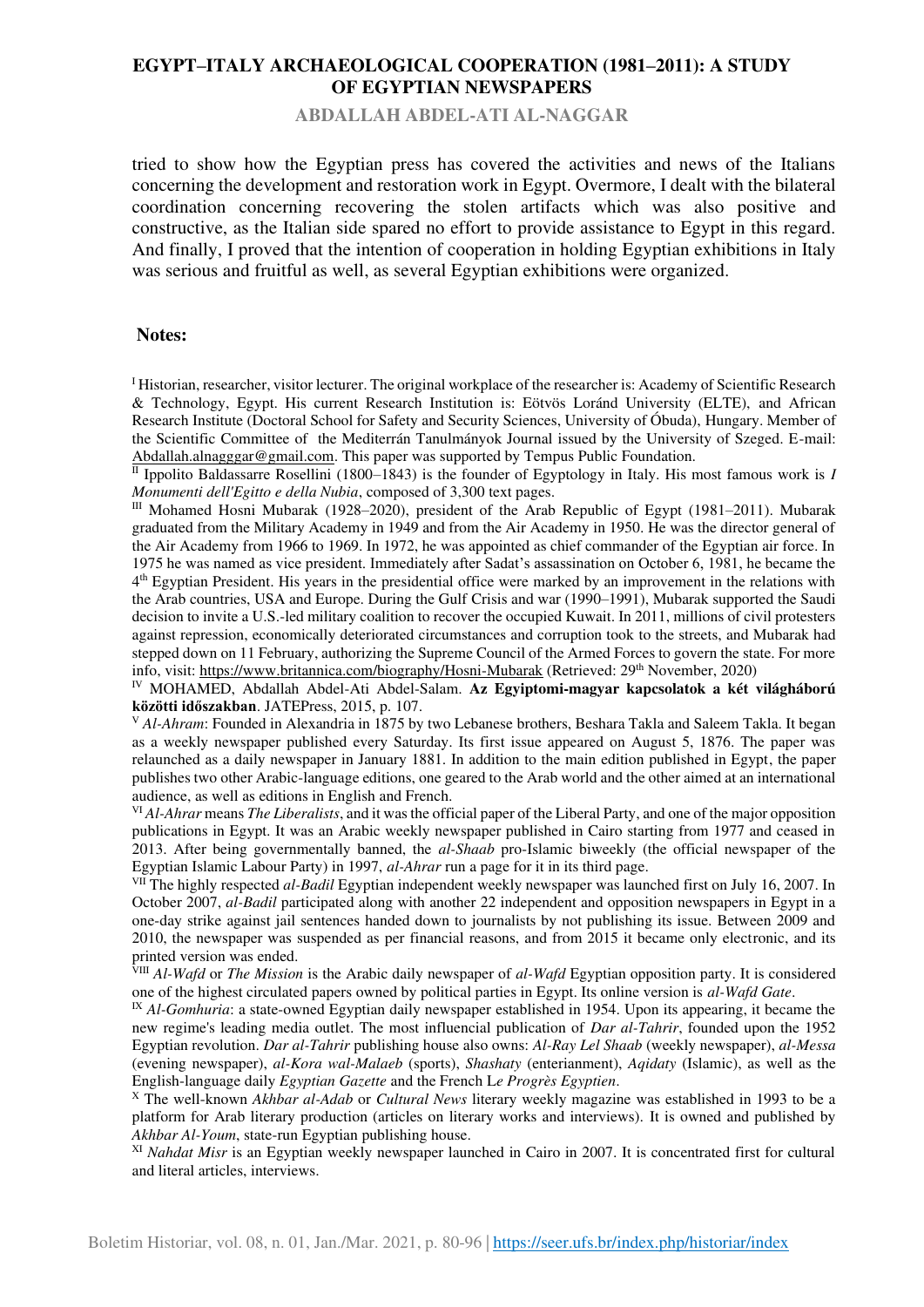tried to show how the Egyptian press has covered the activities and news of the Italians concerning the development and restoration work in Egypt. Overmore, I dealt with the bilateral coordination concerning recovering the stolen artifacts which was also positive and constructive, as the Italian side spared no effort to provide assistance to Egypt in this regard. And finally, I proved that the intention of cooperation in holding Egyptian exhibitions in Italy was serious and fruitful as well, as several Egyptian exhibitions were organized.

## Notes:

[I] Historian, researcher, visitor lecturer. The original workplace of the researcher is: Academy of Scientific Research & Technology, Egypt. His current Research Institution is: Eötvös Loránd University (ELTE), and African Research Institute (Doctoral School for Safety and Security Sciences, University of Óbuda), Hungary. Member of the Scientific Committee of the Mediterrán Tanulmányok Journal issued by the University of Szeged. E-mail: Abdallah.alnagggar@gmail.com. This paper was supported by Tempus Public Foundation.

[II] Ippolito Baldassarre Rosellini (1800–1843) is the founder of Egyptology in Italy. His most famous work is *I Monumenti dell'Egitto e della Nubia*, composed of 3,300 text pages.

[III] Mohamed Hosni Mubarak (1928–2020), president of the Arab Republic of Egypt (1981–2011). Mubarak graduated from the Military Academy in 1949 and from the Air Academy in 1950. He was the director general of the Air Academy from 1966 to 1969. In 1972, he was appointed as chief commander of the Egyptian air force. In 1975 he was named as vice president. Immediately after Sadat's assassination on October 6, 1981, he became the 4th Egyptian President. His years in the presidential office were marked by an improvement in the relations with the Arab countries, USA and Europe. During the Gulf Crisis and war (1990–1991), Mubarak supported the Saudi decision to invite a U.S.-led military coalition to recover the occupied Kuwait. In 2011, millions of civil protesters against repression, economically deteriorated circumstances and corruption took to the streets, and Mubarak had stepped down on 11 February, authorizing the Supreme Council of the Armed Forces to govern the state. For more info, visit: https://www.britannica.com/biography/Hosni-Mubarak (Retrieved: 29th November, 2020)

[IV] MOHAMED, Abdallah Abdel-Ati Abdel-Salam. **Az Egyiptomi-magyar kapcsolatok a két világháború közötti időszakban**. JATEPress, 2015, p. 107.

[V] *Al-Ahram*: Founded in Alexandria in 1875 by two Lebanese brothers, Beshara Takla and Saleem Takla. It began as a weekly newspaper published every Saturday. Its first issue appeared on August 5, 1876. The paper was relaunched as a daily newspaper in January 1881. In addition to the main edition published in Egypt, the paper publishes two other Arabic-language editions, one geared to the Arab world and the other aimed at an international audience, as well as editions in English and French.

[VI] *Al-Ahrar* means *The Liberalists*, and it was the official paper of the Liberal Party, and one of the major opposition publications in Egypt. It was an Arabic weekly newspaper published in Cairo starting from 1977 and ceased in 2013. After being governmentally banned, the *al-Shaab* pro-Islamic biweekly (the official newspaper of the Egyptian Islamic Labour Party) in 1997, *al-Ahrar* run a page for it in its third page.

[VII] The highly respected *al-Badil* Egyptian independent weekly newspaper was launched first on July 16, 2007. In October 2007, *al-Badil* participated along with another 22 independent and opposition newspapers in Egypt in a one-day strike against jail sentences handed down to journalists by not publishing its issue. Between 2009 and 2010, the newspaper was suspended as per financial reasons, and from 2015 it became only electronic, and its printed version was ended.

[VIII] *Al-Wafd* or *The Mission* is the Arabic daily newspaper of *al-Wafd* Egyptian opposition party. It is considered one of the highest circulated papers owned by political parties in Egypt. Its online version is *al-Wafd Gate*.

[IX] *Al-Gomhuria*: a state-owned Egyptian daily newspaper established in 1954. Upon its appearing, it became the new regime's leading media outlet. The most influencial publication of *Dar al-Tahrir*, founded upon the 1952 Egyptian revolution. *Dar al-Tahrir* publishing house also owns: *Al-Ray Lel Shaab* (weekly newspaper), *al-Messa* (evening newspaper), *al-Kora wal-Malaeb* (sports), *Shashaty* (enterianment), *Aqidaty* (Islamic), as well as the English-language daily *Egyptian Gazette* and the French L*e Progrès Egyptien*.

[X] The well-known *Akhbar al-Adab* or *Cultural News* literary weekly magazine was established in 1993 to be a platform for Arab literary production (articles on literary works and interviews). It is owned and published by *Akhbar Al-Youm*, state-run Egyptian publishing house.

[XI] *Nahdat Misr* is an Egyptian weekly newspaper launched in Cairo in 2007. It is concentrated first for cultural and literal articles, interviews.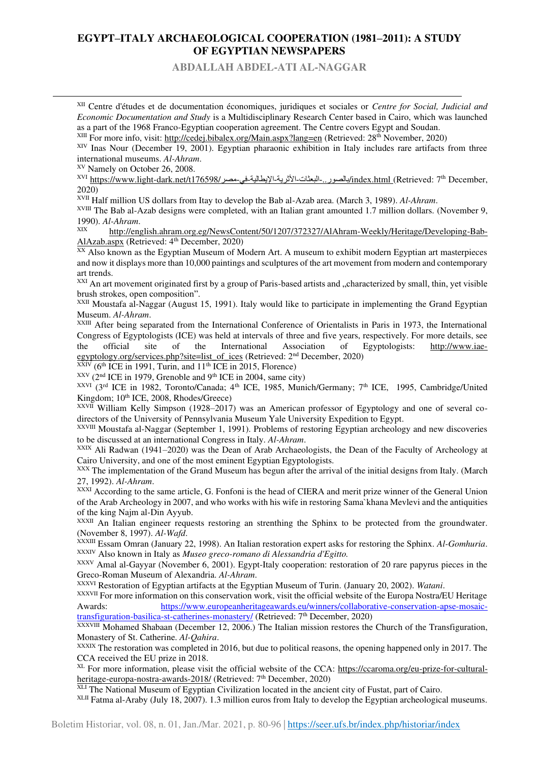[XII] Centre d'études et de documentation économiques, juridiques et sociales or *Centre for Social, Judicial and Economic Documentation and Study* is a Multidisciplinary Research Center based in Cairo, which was launched as a part of the 1968 Franco-Egyptian cooperation agreement. The Centre covers Egypt and Soudan.

[XIII] For more info, visit: http://cedej.bibalex.org/Main.aspx?lang=en (Retrieved: 28th November, 2020)

[XIV] Inas Nour (December 19, 2001). Egyptian pharaonic exhibition in Italy includes rare artifacts from three international museums. *Al-Ahram*.

[XV] Namely on October 26, 2008.

[XVI] https://www.light-dark.net/t176598/بالصور..-البعثات-الأثرية-الإيطالية-في-مصر/index.html (Retrieved: 7th December, 2020)

[XVII] Half million US dollars from Itay to develop the Bab al-Azab area. (March 3, 1989). *Al-Ahram*.

[XVIII] The Bab al-Azab designs were completed, with an Italian grant amounted 1.7 million dollars. (November 9, 1990). *Al-Ahram*.

[XIX] http://english.ahram.org.eg/NewsContent/50/1207/372327/AlAhram-Weekly/Heritage/Developing-Bab-AlAzab.aspx (Retrieved: 4th December, 2020)

[XX] Also known as the Egyptian Museum of Modern Art. A museum to exhibit modern Egyptian art masterpieces and now it displays more than 10,000 paintings and sculptures of the art movement from modern and contemporary art trends.

[XXI] An art movement originated first by a group of Paris-based artists and „characterized by small, thin, yet visible brush strokes, open composition".

[XXII] Moustafa al-Naggar (August 15, 1991). Italy would like to participate in implementing the Grand Egyptian Museum. *Al-Ahram*.

[XXIII] After being separated from the International Conference of Orientalists in Paris in 1973, the International Congress of Egyptologists (ICE) was held at intervals of three and five years, respectively. For more details, see the official site of the International Association of Egyptologists: http://www.iae-egyptology.org/services.php?site=list_of_ices (Retrieved: 2nd December, 2020)

[XXIV] (6th ICE in 1991, Turin, and 11th ICE in 2015, Florence)

[XXV] (2nd ICE in 1979, Grenoble and 9th ICE in 2004, same city)

[XXVI] (3rd ICE in 1982, Toronto/Canada; 4th ICE, 1985, Munich/Germany; 7th ICE, 1995, Cambridge/United Kingdom; 10th ICE, 2008, Rhodes/Greece)

[XXVII] William Kelly Simpson (1928–2017) was an American professor of Egyptology and one of several co-directors of the University of Pennsylvania Museum Yale University Expedition to Egypt.

[XXVIII] Moustafa al-Naggar (September 1, 1991). Problems of restoring Egyptian archeology and new discoveries to be discussed at an international Congress in Italy. *Al-Ahram*.

[XXIX] Ali Radwan (1941–2020) was the Dean of Arab Archaeologists, the Dean of the Faculty of Archeology at Cairo University, and one of the most eminent Egyptian Egyptologists.

[XXX] The implementation of the Grand Museum has begun after the arrival of the initial designs from Italy. (March 27, 1992). *Al-Ahram*.

[XXXI] According to the same article, G. Fonfoni is the head of CIERA and merit prize winner of the General Union of the Arab Archeology in 2007, and who works with his wife in restoring Sama`khana Mevlevi and the antiquities of the king Najm al-Din Ayyub.

[XXXII] An Italian engineer requests restoring an strenthing the Sphinx to be protected from the groundwater. (November 8, 1997). *Al-Wafd*.

[XXXIII] Essam Omran (January 22, 1998). An Italian restoration expert asks for restoring the Sphinx. *Al-Gomhuria*.

[XXXIV] Also known in Italy as *Museo greco-romano di Alessandria d'Egitto.*

[XXXV] Amal al-Gayyar (November 6, 2001). Egypt-Italy cooperation: restoration of 20 rare papyrus pieces in the Greco-Roman Museum of Alexandria. *Al-Ahram*.

[XXXVI] Restoration of Egyptian artifacts at the Egyptian Museum of Turin. (January 20, 2002). *Watani*.

[XXXVII] For more information on this conservation work, visit the official website of the Europa Nostra/EU Heritage Awards: https://www.europeanheritageawards.eu/winners/collaborative-conservation-apse-mosaic-transfiguration-basilica-st-catherines-monastery/ (Retrieved: 7th December, 2020)

[XXXVIII] Mohamed Shabaan (December 12, 2006.) The Italian mission restores the Church of the Transfiguration, Monastery of St. Catherine. *Al-Qahira*.

[XXXIX] The restoration was completed in 2016, but due to political reasons, the opening happened only in 2017. The CCA received the EU prize in 2018.

[XL] For more information, please visit the official website of the CCA: https://ccaroma.org/eu-prize-for-cultural-heritage-europa-nostra-awards-2018/ (Retrieved: 7th December, 2020)

[XLI] The National Museum of Egyptian Civilization located in the ancient city of Fustat, part of Cairo.

[XLII] Fatma al-Araby (July 18, 2007). 1.3 million euros from Italy to develop the Egyptian archeological museums.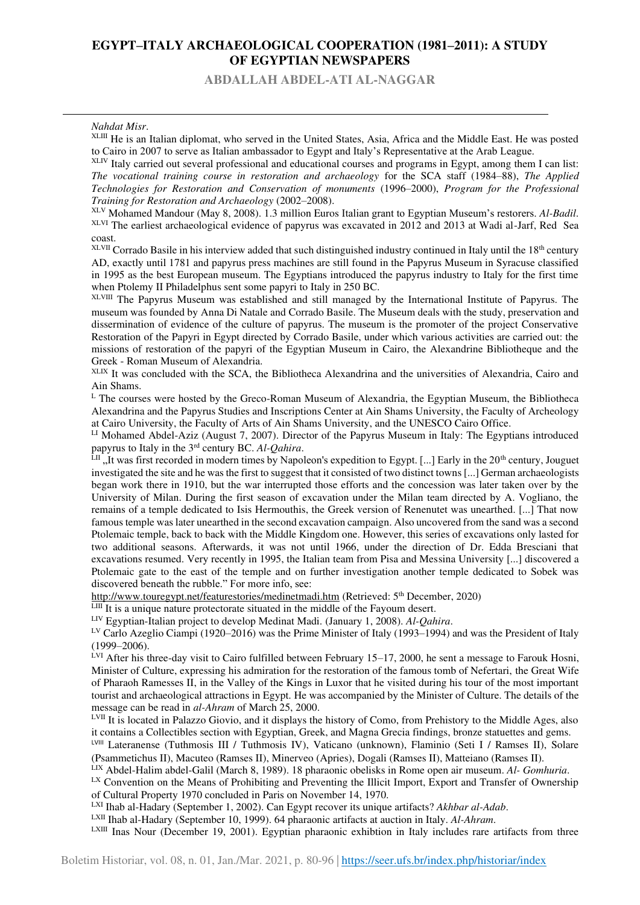*Nahdat Misr*.

[XLIII] He is an Italian diplomat, who served in the United States, Asia, Africa and the Middle East. He was posted to Cairo in 2007 to serve as Italian ambassador to Egypt and Italy's Representative at the Arab League.

[XLIV] Italy carried out several professional and educational courses and programs in Egypt, among them I can list: *The vocational training course in restoration and archaeology* for the SCA staff (1984–88), *The Applied Technologies for Restoration and Conservation of monuments* (1996–2000), *Program for the Professional Training for Restoration and Archaeology* (2002–2008).

[XLV] Mohamed Mandour (May 8, 2008). 1.3 million Euros Italian grant to Egyptian Museum's restorers. *Al-Badil*.

[XLVI] The earliest archaeological evidence of papyrus was excavated in 2012 and 2013 at Wadi al-Jarf, Red Sea coast.

[XLVII] Corrado Basile in his interview added that such distinguished industry continued in Italy until the 18th century AD, exactly until 1781 and papyrus press machines are still found in the Papyrus Museum in Syracuse classified in 1995 as the best European museum. The Egyptians introduced the papyrus industry to Italy for the first time when Ptolemy II Philadelphus sent some papyri to Italy in 250 BC.

[XLVIII] The Papyrus Museum was established and still managed by the International Institute of Papyrus. The museum was founded by Anna Di Natale and Corrado Basile. The Museum deals with the study, preservation and dissermination of evidence of the culture of papyrus. The museum is the promoter of the project Conservative Restoration of the Papyri in Egypt directed by Corrado Basile, under which various activities are carried out: the missions of restoration of the papyri of the Egyptian Museum in Cairo, the Alexandrine Bibliotheque and the Greek - Roman Museum of Alexandria.

[XLIX] It was concluded with the SCA, the Bibliotheca Alexandrina and the universities of Alexandria, Cairo and Ain Shams.

[L] The courses were hosted by the Greco-Roman Museum of Alexandria, the Egyptian Museum, the Bibliotheca Alexandrina and the Papyrus Studies and Inscriptions Center at Ain Shams University, the Faculty of Archeology at Cairo University, the Faculty of Arts of Ain Shams University, and the UNESCO Cairo Office.

[LI] Mohamed Abdel-Aziz (August 7, 2007). Director of the Papyrus Museum in Italy: The Egyptians introduced papyrus to Italy in the 3rd century BC. *Al-Qahira*.

[LII] „It was first recorded in modern times by Napoleon's expedition to Egypt. [...] Early in the 20th century, Jouguet investigated the site and he was the first to suggest that it consisted of two distinct towns [...] German archaeologists began work there in 1910, but the war interrupted those efforts and the concession was later taken over by the University of Milan. During the first season of excavation under the Milan team directed by A. Vogliano, the remains of a temple dedicated to Isis Hermouthis, the Greek version of Renenutet was unearthed. [...] That now famous temple was later unearthed in the second excavation campaign. Also uncovered from the sand was a second Ptolemaic temple, back to back with the Middle Kingdom one. However, this series of excavations only lasted for two additional seasons. Afterwards, it was not until 1966, under the direction of Dr. Edda Bresciani that excavations resumed. Very recently in 1995, the Italian team from Pisa and Messina University [...] discovered a Ptolemaic gate to the east of the temple and on further investigation another temple dedicated to Sobek was discovered beneath the rubble." For more info, see:
http://www.touregypt.net/featurestories/medinetmadi.htm (Retrieved: 5th December, 2020)

[LIII] It is a unique nature protectorate situated in the middle of the Fayoum desert.

[LIV] Egyptian-Italian project to develop Medinat Madi. (January 1, 2008). *Al-Qahira*.

[LV] Carlo Azeglio Ciampi (1920–2016) was the Prime Minister of Italy (1993–1994) and was the President of Italy (1999–2006).

[LVI] After his three-day visit to Cairo fulfilled between February 15–17, 2000, he sent a message to Farouk Hosni, Minister of Culture, expressing his admiration for the restoration of the famous tomb of Nefertari, the Great Wife of Pharaoh Ramesses II, in the Valley of the Kings in Luxor that he visited during his tour of the most important tourist and archaeological attractions in Egypt. He was accompanied by the Minister of Culture. The details of the message can be read in *al-Ahram* of March 25, 2000.

[LVII] It is located in Palazzo Giovio, and it displays the history of Como, from Prehistory to the Middle Ages, also it contains a Collectibles section with Egyptian, Greek, and Magna Grecia findings, bronze statuettes and gems.

[LVIII] Lateranense (Tuthmosis III / Tuthmosis IV), Vaticano (unknown), Flaminio (Seti I / Ramses II), Solare (Psammetichus II), Macuteo (Ramses II), Minerveo (Apries), Dogali (Ramses II), Matteiano (Ramses II).

[LIX] Abdel-Halim abdel-Galil (March 8, 1989). 18 pharaonic obelisks in Rome open air museum. *Al- Gomhuria*.

[LX] Convention on the Means of Prohibiting and Preventing the Illicit Import, Export and Transfer of Ownership of Cultural Property 1970 concluded in Paris on November 14, 1970.

[LXI] Ihab al-Hadary (September 1, 2002). Can Egypt recover its unique artifacts? *Akhbar al-Adab*.

[LXII] Ihab al-Hadary (September 10, 1999). 64 pharaonic artifacts at auction in Italy. *Al-Ahram*.

[LXIII] Inas Nour (December 19, 2001). Egyptian pharaonic exhibtion in Italy includes rare artifacts from three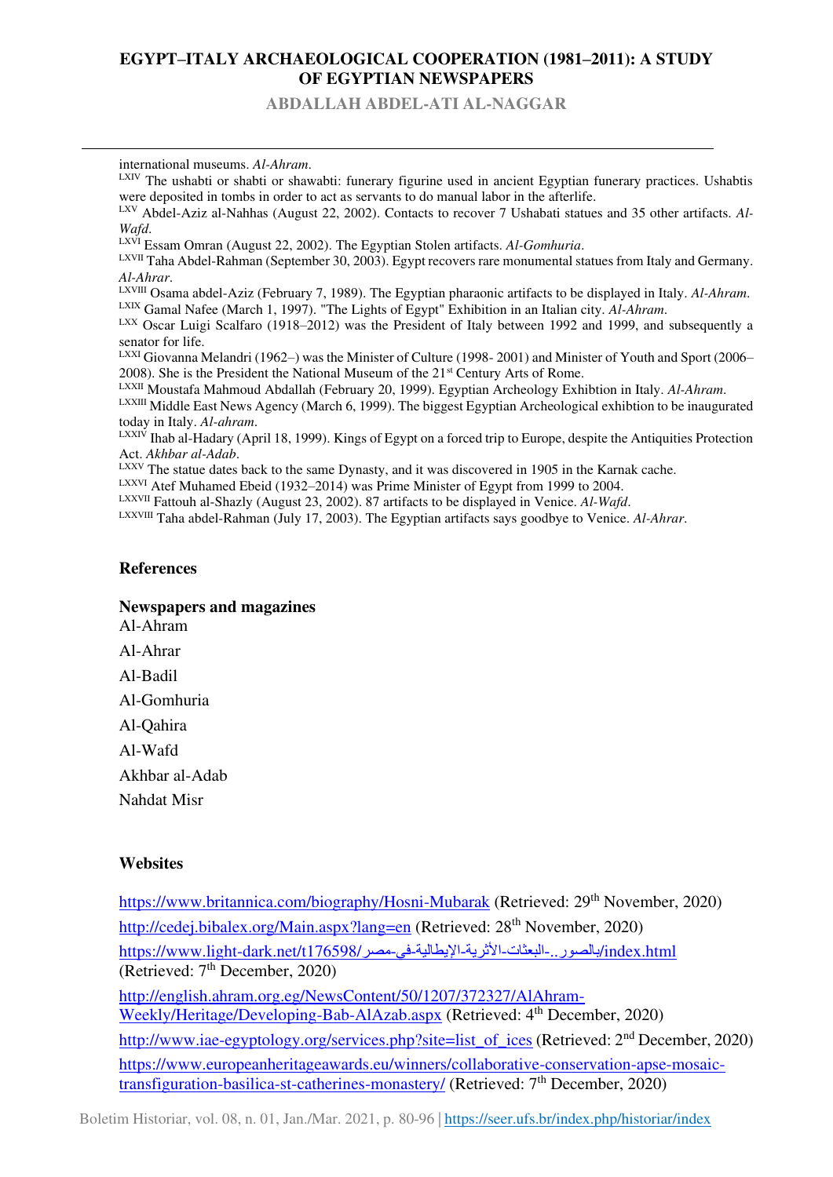international museums. *Al-Ahram*.

[LXIV] The ushabti or shabti or shawabti: funerary figurine used in ancient Egyptian funerary practices. Ushabtis were deposited in tombs in order to act as servants to do manual labor in the afterlife.

[LXV] Abdel-Aziz al-Nahhas (August 22, 2002). Contacts to recover 7 Ushabati statues and 35 other artifacts. *Al-Wafd*.

[LXVI] Essam Omran (August 22, 2002). The Egyptian Stolen artifacts. *Al-Gomhuria*.

[LXVII] Taha Abdel-Rahman (September 30, 2003). Egypt recovers rare monumental statues from Italy and Germany. *Al-Ahrar*.

[LXVIII] Osama abdel-Aziz (February 7, 1989). The Egyptian pharaonic artifacts to be displayed in Italy. *Al-Ahram*.

[LXIX] Gamal Nafee (March 1, 1997). "The Lights of Egypt" Exhibition in an Italian city. *Al-Ahram*.

[LXX] Oscar Luigi Scalfaro (1918–2012) was the President of Italy between 1992 and 1999, and subsequently a senator for life.

[LXXI] Giovanna Melandri (1962–) was the Minister of Culture (1998- 2001) and Minister of Youth and Sport (2006–2008). She is the President the National Museum of the 21st Century Arts of Rome.

[LXXII] Moustafa Mahmoud Abdallah (February 20, 1999). Egyptian Archeology Exhibtion in Italy. *Al-Ahram*.

[LXXIII] Middle East News Agency (March 6, 1999). The biggest Egyptian Archeological exhibtion to be inaugurated today in Italy. *Al-ahram*.

[LXXIV] Ihab al-Hadary (April 18, 1999). Kings of Egypt on a forced trip to Europe, despite the Antiquities Protection Act. *Akhbar al-Adab*.

[LXXV] The statue dates back to the same Dynasty, and it was discovered in 1905 in the Karnak cache.

[LXXVI] Atef Muhamed Ebeid (1932–2014) was Prime Minister of Egypt from 1999 to 2004.

[LXXVII] Fattouh al-Shazly (August 23, 2002). 87 artifacts to be displayed in Venice. *Al-Wafd*.

[LXXVIII] Taha abdel-Rahman (July 17, 2003). The Egyptian artifacts says goodbye to Venice. *Al-Ahrar*.

## References

### Newspapers and magazines

Al-Ahram

Al-Ahrar

Al-Badil

Al-Gomhuria

Al-Qahira

Al-Wafd

Akhbar al-Adab

Nahdat Misr

### Websites

https://www.britannica.com/biography/Hosni-Mubarak (Retrieved: 29th November, 2020)

http://cedej.bibalex.org/Main.aspx?lang=en (Retrieved: 28th November, 2020)

https://www.light-dark.net/t176598/بالصور..-البعثات-الأثرية-الإيطالية-فى-مصر/index.html (Retrieved: 7th December, 2020)

http://english.ahram.org.eg/NewsContent/50/1207/372327/AlAhram-Weekly/Heritage/Developing-Bab-AlAzab.aspx (Retrieved: 4th December, 2020)

http://www.iae-egyptology.org/services.php?site=list_of_ices (Retrieved: 2nd December, 2020)

https://www.europeanheritageawards.eu/winners/collaborative-conservation-apse-mosaic-transfiguration-basilica-st-catherines-monastery/ (Retrieved: 7th December, 2020)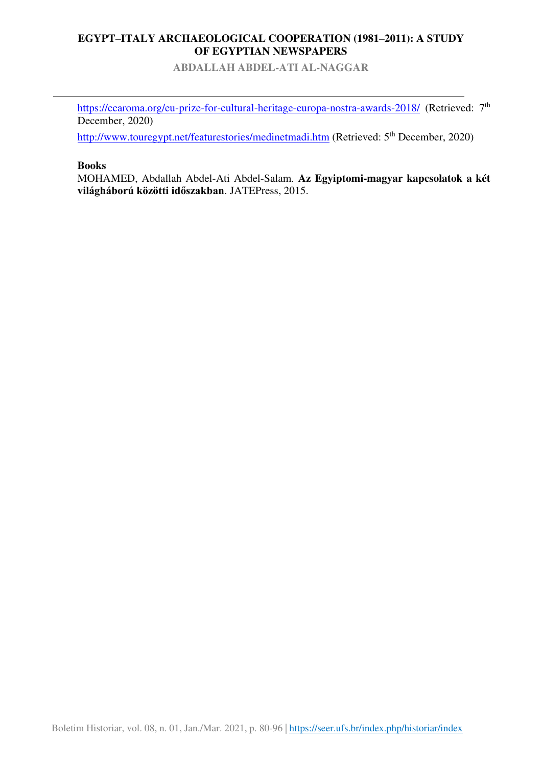https://ccaroma.org/eu-prize-for-cultural-heritage-europa-nostra-awards-2018/ (Retrieved: 7th December, 2020)

http://www.touregypt.net/featurestories/medinetmadi.htm (Retrieved: 5th December, 2020)

**Books**

MOHAMED, Abdallah Abdel-Ati Abdel-Salam. **Az Egyiptomi-magyar kapcsolatok a két világháború közötti időszakban**. JATEPress, 2015.